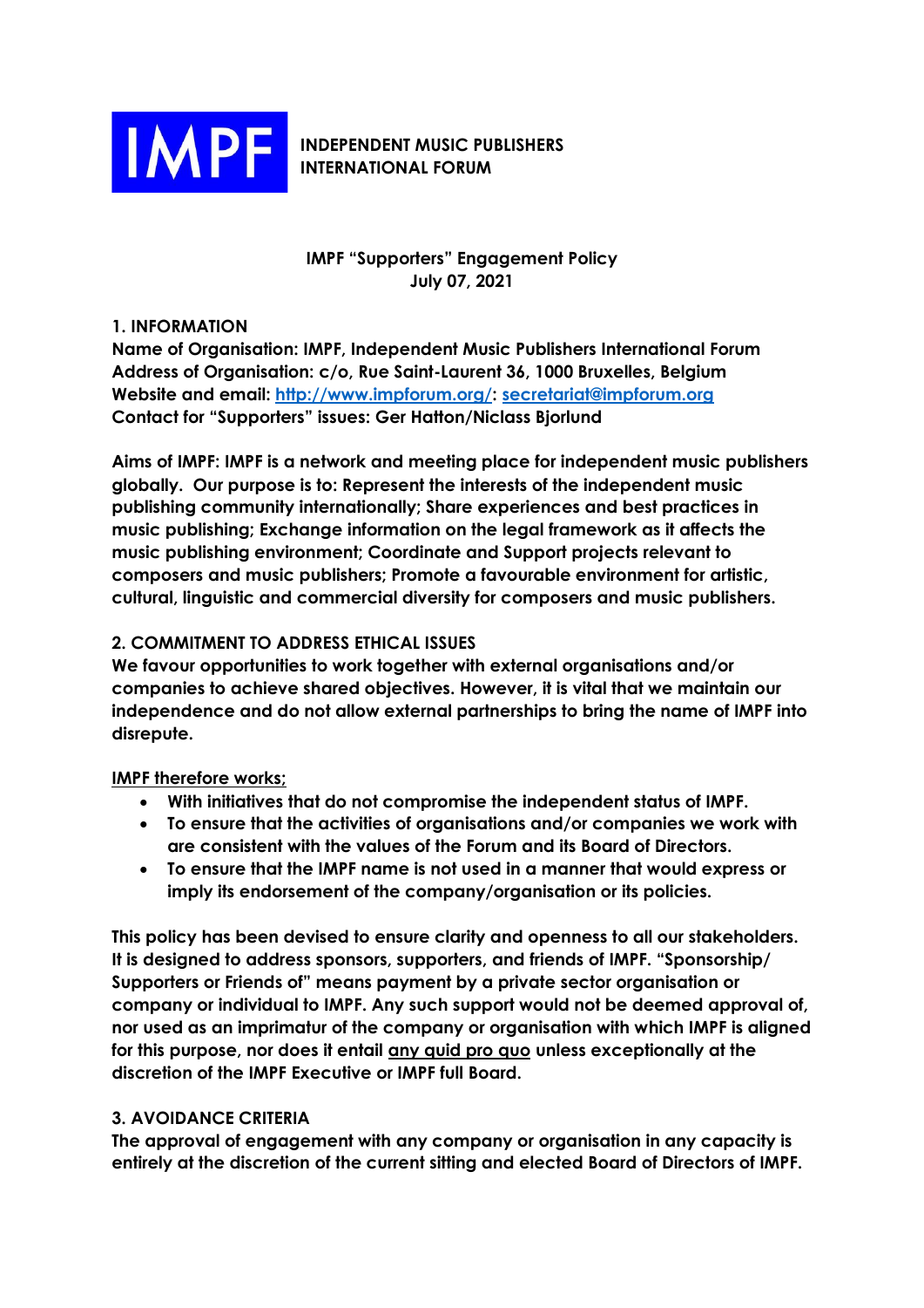**IMPF** **INDEPENDENT MUSIC PUBLISHERS INTERNATIONAL FORUM**

**IMPF "Supporters" Engagement Policy**
**July 07, 2021**

## 1. INFORMATION

**Name of Organisation: IMPF, Independent Music Publishers International Forum**
**Address of Organisation: c/o, Rue Saint-Laurent 36, 1000 Bruxelles, Belgium**
**Website and email: [http://www.impforum.org/](http://www.impforum.org/): [secretariat@impforum.org](mailto:secretariat@impforum.org)**
**Contact for "Supporters" issues: Ger Hatton/Niclass Bjorlund**

**Aims of IMPF: IMPF is a network and meeting place for independent music publishers globally. Our purpose is to: Represent the interests of the independent music publishing community internationally; Share experiences and best practices in music publishing; Exchange information on the legal framework as it affects the music publishing environment; Coordinate and Support projects relevant to composers and music publishers; Promote a favourable environment for artistic, cultural, linguistic and commercial diversity for composers and music publishers.**

## 2. COMMITMENT TO ADDRESS ETHICAL ISSUES

**We favour opportunities to work together with external organisations and/or companies to achieve shared objectives. However, it is vital that we maintain our independence and do not allow external partnerships to bring the name of IMPF into disrepute.**

**<u>IMPF therefore works;</u>**

- **With initiatives that do not compromise the independent status of IMPF.**
- **To ensure that the activities of organisations and/or companies we work with are consistent with the values of the Forum and its Board of Directors.**
- **To ensure that the IMPF name is not used in a manner that would express or imply its endorsement of the company/organisation or its policies.**

**This policy has been devised to ensure clarity and openness to all our stakeholders. It is designed to address sponsors, supporters, and friends of IMPF. "Sponsorship/ Supporters or Friends of" means payment by a private sector organisation or company or individual to IMPF. Any such support would not be deemed approval of, nor used as an imprimatur of the company or organisation with which IMPF is aligned for this purpose, nor does it entail <u>any quid pro quo</u> unless exceptionally at the discretion of the IMPF Executive or IMPF full Board.**

## 3. AVOIDANCE CRITERIA

**The approval of engagement with any company or organisation in any capacity is entirely at the discretion of the current sitting and elected Board of Directors of IMPF.**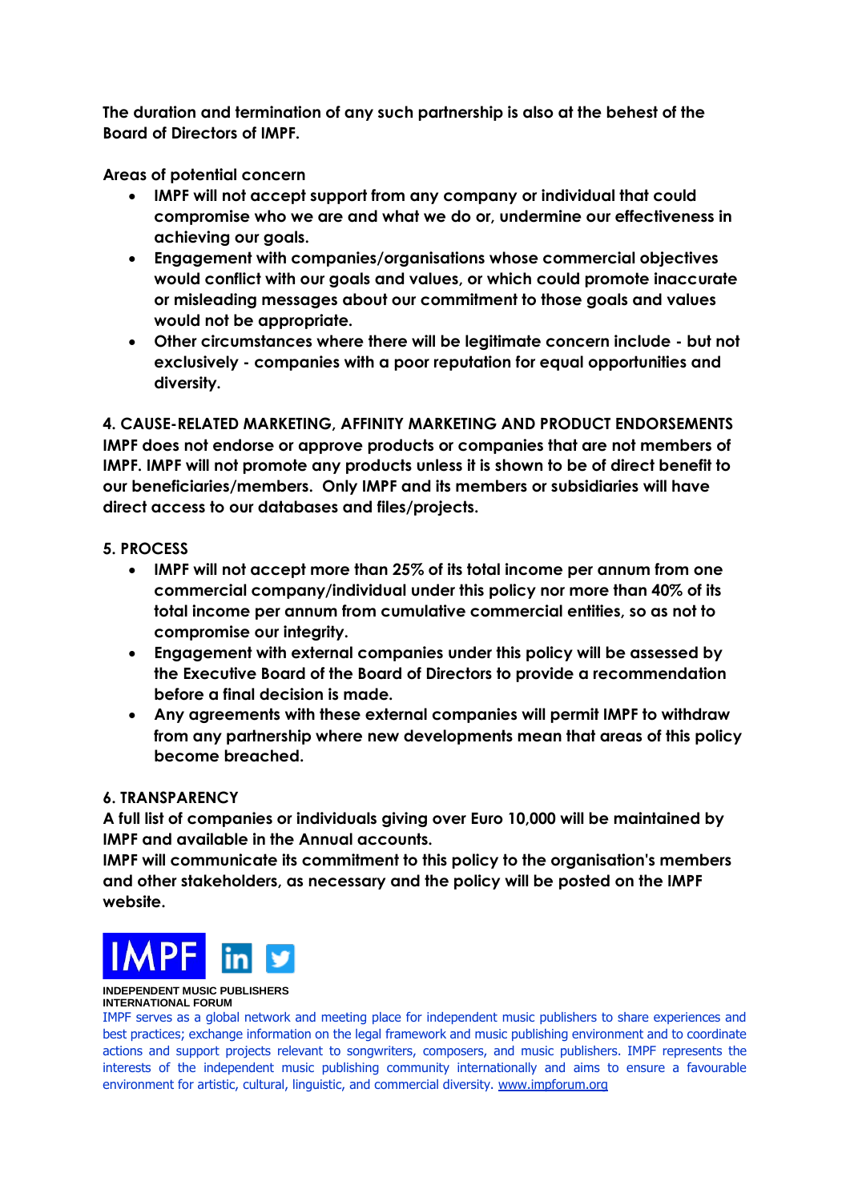**The duration and termination of any such partnership is also at the behest of the Board of Directors of IMPF.**

**Areas of potential concern**

- **IMPF will not accept support from any company or individual that could compromise who we are and what we do or, undermine our effectiveness in achieving our goals.**
- **Engagement with companies/organisations whose commercial objectives would conflict with our goals and values, or which could promote inaccurate or misleading messages about our commitment to those goals and values would not be appropriate.**
- **Other circumstances where there will be legitimate concern include - but not exclusively - companies with a poor reputation for equal opportunities and diversity.**

**4. CAUSE-RELATED MARKETING, AFFINITY MARKETING AND PRODUCT ENDORSEMENTS**
**IMPF does not endorse or approve products or companies that are not members of IMPF. IMPF will not promote any products unless it is shown to be of direct benefit to our beneficiaries/members. Only IMPF and its members or subsidiaries will have direct access to our databases and files/projects.**

**5. PROCESS**

- **IMPF will not accept more than 25% of its total income per annum from one commercial company/individual under this policy nor more than 40% of its total income per annum from cumulative commercial entities, so as not to compromise our integrity.**
- **Engagement with external companies under this policy will be assessed by the Executive Board of the Board of Directors to provide a recommendation before a final decision is made.**
- **Any agreements with these external companies will permit IMPF to withdraw from any partnership where new developments mean that areas of this policy become breached.**

**6. TRANSPARENCY**
**A full list of companies or individuals giving over Euro 10,000 will be maintained by IMPF and available in the Annual accounts.**
**IMPF will communicate its commitment to this policy to the organisation's members and other stakeholders, as necessary and the policy will be posted on the IMPF website.**

IMPF

**INDEPENDENT MUSIC PUBLISHERS INTERNATIONAL FORUM**

IMPF serves as a global network and meeting place for independent music publishers to share experiences and best practices; exchange information on the legal framework and music publishing environment and to coordinate actions and support projects relevant to songwriters, composers, and music publishers. IMPF represents the interests of the independent music publishing community internationally and aims to ensure a favourable environment for artistic, cultural, linguistic, and commercial diversity. www.impforum.org